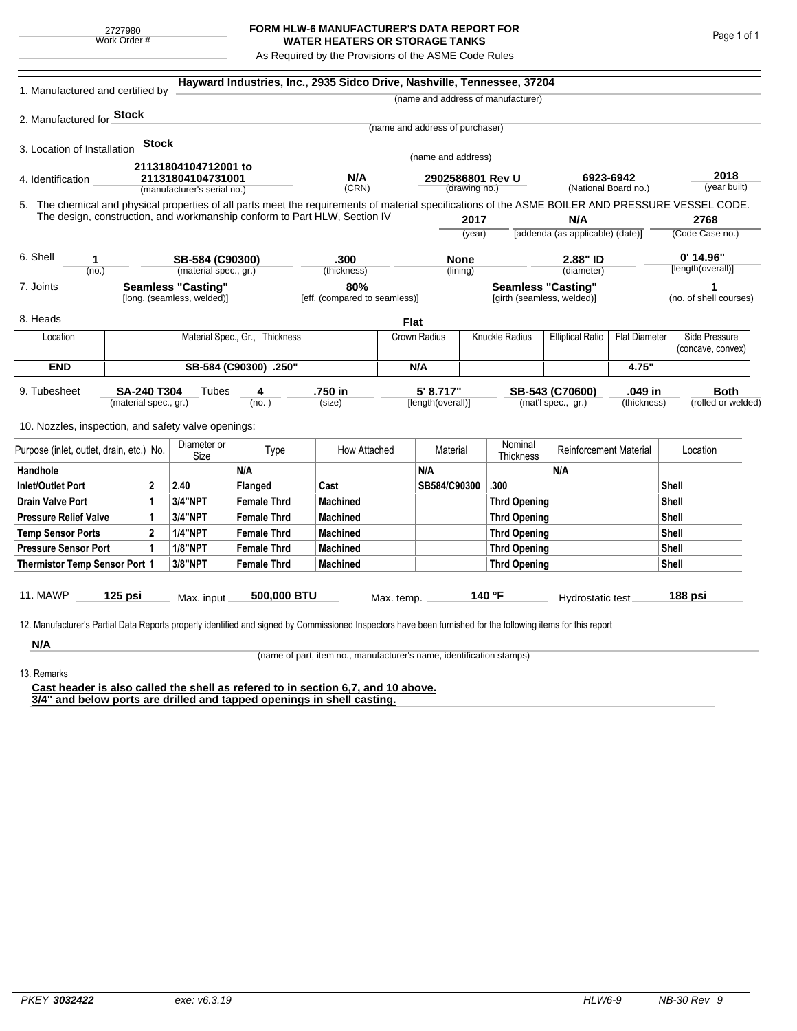2727980
Work Order #

**FORM HLW-6 MANUFACTURER'S DATA REPORT FOR WATER HEATERS OR STORAGE TANKS**

As Required by the Provisions of the ASME Code Rules

1. Manufactured and certified by **Hayward Industries, Inc., 2935 Sidco Drive, Nashville, Tennessee, 37204**
(name and address of manufacturer)

2. Manufactured for **Stock**
(name and address of purchaser)

3. Location of Installation **Stock**
(name and address)

4. Identification **21131804104712001 to 21131804104731001** (manufacturer's serial no.) **N/A** (CRN) **2902586801 Rev U** (drawing no.) **6923-6942** (National Board no.) **2018** (year built)

5. The chemical and physical properties of all parts meet the requirements of material specifications of the ASME BOILER AND PRESSURE VESSEL CODE. The design, construction, and workmanship conform to Part HLW, Section IV **2017** (year) **N/A** [addenda (as applicable) (date)] **2768** (Code Case no.)

6. Shell **1** (no.) **SB-584 (C90300)** (material spec., gr.) **.300** (thickness) **None** (lining) **2.88" ID** (diameter) **0' 14.96"** [length(overall)]

7. Joints **Seamless "Casting"** [long. (seamless, welded)] **80%** [eff. (compared to seamless)] **Seamless "Casting"** [girth (seamless, welded)] **1** (no. of shell courses)

8. Heads **Flat**

| Location | Material Spec., Gr., Thickness | Crown Radius | Knuckle Radius | Elliptical Ratio | Flat Diameter | Side Pressure (concave, convex) |
|---|---|---|---|---|---|---|
| **END** | **SB-584 (C90300) .250"** | **N/A** | | | **4.75"** | |

9. Tubesheet **SA-240 T304** (material spec., gr.) Tubes **4** (no.) **.750 in** (size) **5' 8.717"** [length(overall)] **SB-543 (C70600)** (mat'l spec., gr.) **.049 in** (thickness) **Both** (rolled or welded)

10. Nozzles, inspection, and safety valve openings:

| Purpose (inlet, outlet, drain, etc.) | No. | Diameter or Size | Type | How Attached | Material | Nominal Thickness | Reinforcement Material | Location |
|---|---|---|---|---|---|---|---|---|
| **Handhole** | | | **N/A** | | **N/A** | | **N/A** | |
| **Inlet/Outlet Port** | **2** | **2.40** | **Flanged** | **Cast** | **SB584/C90300** | **.300** | | **Shell** |
| **Drain Valve Port** | **1** | **3/4"NPT** | **Female Thrd** | **Machined** | | **Thrd Opening** | | **Shell** |
| **Pressure Relief Valve** | **1** | **3/4"NPT** | **Female Thrd** | **Machined** | | **Thrd Opening** | | **Shell** |
| **Temp Sensor Ports** | **2** | **1/4"NPT** | **Female Thrd** | **Machined** | | **Thrd Opening** | | **Shell** |
| **Pressure Sensor Port** | **1** | **1/8"NPT** | **Female Thrd** | **Machined** | | **Thrd Opening** | | **Shell** |
| **Thermistor Temp Sensor Port** | **1** | **3/8"NPT** | **Female Thrd** | **Machined** | | **Thrd Opening** | | **Shell** |

11. MAWP **125 psi** Max. input **500,000 BTU** Max. temp. **140 °F** Hydrostatic test **188 psi**

12. Manufacturer's Partial Data Reports properly identified and signed by Commissioned Inspectors have been furnished for the following items for this report

**N/A**
(name of part, item no., manufacturer's name, identification stamps)

13. Remarks

**Cast header is also called the shell as refered to in section 6,7, and 10 above.**
**3/4" and below ports are drilled and tapped openings in shell casting.**

PKEY **3032422** exe: v6.3.19 HLW6-9 NB-30 Rev 9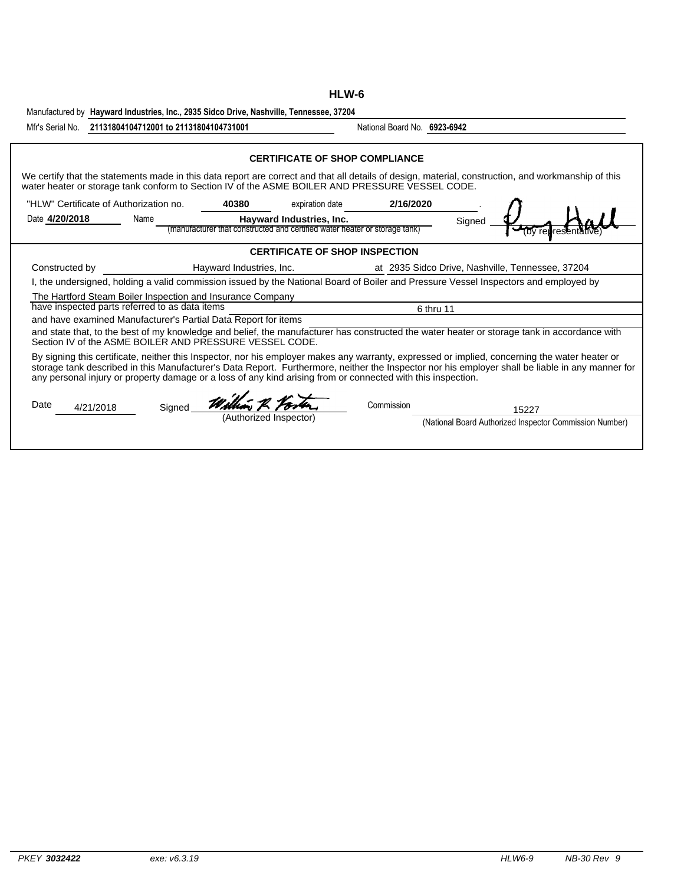# HLW-6

Manufactured by **Hayward Industries, Inc., 2935 Sidco Drive, Nashville, Tennessee, 37204**

Mfr's Serial No. **21131804104712001 to 21131804104731001** National Board No. **6923-6942**

## CERTIFICATE OF SHOP COMPLIANCE

We certify that the statements made in this data report are correct and that all details of design, material, construction, and workmanship of this water heater or storage tank conform to Section IV of the ASME BOILER AND PRESSURE VESSEL CODE.

"HLW" Certificate of Authorization no. **40380** expiration date **2/16/2020**.

Date **4/20/2018** Name **Hayward Industries, Inc.** (manufacturer that constructed and certified water heater or storage tank) Signed Perry Hall (by representative)

## CERTIFICATE OF SHOP INSPECTION

Constructed by Hayward Industries, Inc. at 2935 Sidco Drive, Nashville, Tennessee, 37204

I, the undersigned, holding a valid commission issued by the National Board of Boiler and Pressure Vessel Inspectors and employed by The Hartford Steam Boiler Inspection and Insurance Company

have inspected parts referred to as data items 6 thru 11

and have examined Manufacturer's Partial Data Report for items

and state that, to the best of my knowledge and belief, the manufacturer has constructed the water heater or storage tank in accordance with Section IV of the ASME BOILER AND PRESSURE VESSEL CODE.

By signing this certificate, neither this Inspector, nor his employer makes any warranty, expressed or implied, concerning the water heater or storage tank described in this Manufacturer's Data Report. Furthermore, neither the Inspector nor his employer shall be liable in any manner for any personal injury or property damage or a loss of any kind arising from or connected with this inspection.

Date 4/21/2018 Signed William R. Foster (Authorized Inspector) Commission 15227 (National Board Authorized Inspector Commission Number)